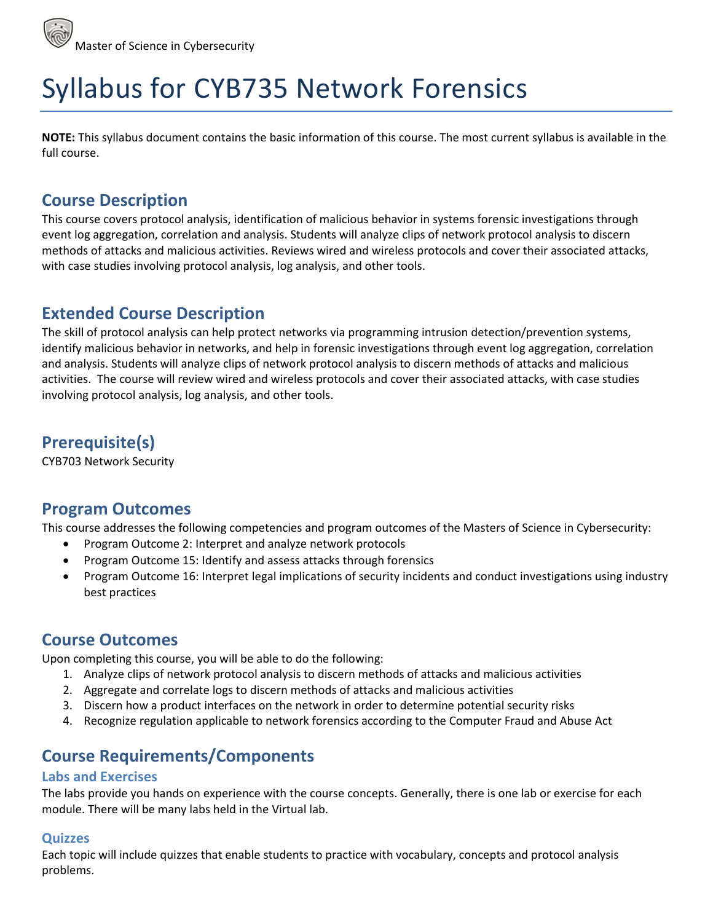Master of Science in Cybersecurity

# Syllabus for CYB735 Network Forensics

**NOTE:** This syllabus document contains the basic information of this course. The most current syllabus is available in the full course.

## Course Description

This course covers protocol analysis, identification of malicious behavior in systems forensic investigations through event log aggregation, correlation and analysis. Students will analyze clips of network protocol analysis to discern methods of attacks and malicious activities. Reviews wired and wireless protocols and cover their associated attacks, with case studies involving protocol analysis, log analysis, and other tools.

## Extended Course Description

The skill of protocol analysis can help protect networks via programming intrusion detection/prevention systems, identify malicious behavior in networks, and help in forensic investigations through event log aggregation, correlation and analysis. Students will analyze clips of network protocol analysis to discern methods of attacks and malicious activities. The course will review wired and wireless protocols and cover their associated attacks, with case studies involving protocol analysis, log analysis, and other tools.

## Prerequisite(s)

CYB703 Network Security

## Program Outcomes

This course addresses the following competencies and program outcomes of the Masters of Science in Cybersecurity:

- Program Outcome 2: Interpret and analyze network protocols
- Program Outcome 15: Identify and assess attacks through forensics
- Program Outcome 16: Interpret legal implications of security incidents and conduct investigations using industry best practices

## Course Outcomes

Upon completing this course, you will be able to do the following:

1. Analyze clips of network protocol analysis to discern methods of attacks and malicious activities
2. Aggregate and correlate logs to discern methods of attacks and malicious activities
3. Discern how a product interfaces on the network in order to determine potential security risks
4. Recognize regulation applicable to network forensics according to the Computer Fraud and Abuse Act

## Course Requirements/Components

### Labs and Exercises

The labs provide you hands on experience with the course concepts. Generally, there is one lab or exercise for each module. There will be many labs held in the Virtual lab.

### Quizzes

Each topic will include quizzes that enable students to practice with vocabulary, concepts and protocol analysis problems.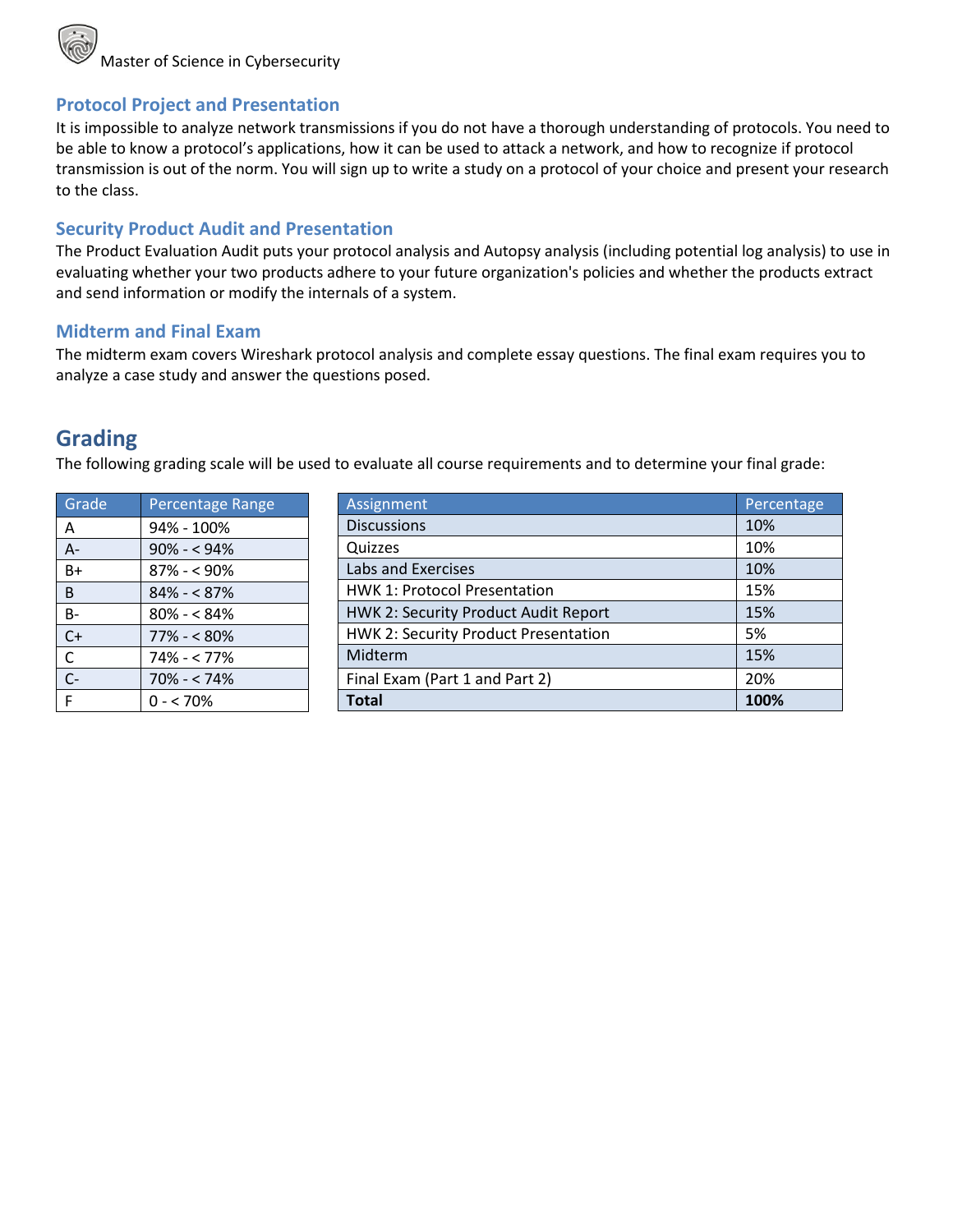## Protocol Project and Presentation

It is impossible to analyze network transmissions if you do not have a thorough understanding of protocols. You need to be able to know a protocol's applications, how it can be used to attack a network, and how to recognize if protocol transmission is out of the norm. You will sign up to write a study on a protocol of your choice and present your research to the class.

## Security Product Audit and Presentation

The Product Evaluation Audit puts your protocol analysis and Autopsy analysis (including potential log analysis) to use in evaluating whether your two products adhere to your future organization's policies and whether the products extract and send information or modify the internals of a system.

## Midterm and Final Exam

The midterm exam covers Wireshark protocol analysis and complete essay questions. The final exam requires you to analyze a case study and answer the questions posed.

# Grading

The following grading scale will be used to evaluate all course requirements and to determine your final grade:

| Grade | Percentage Range |
|---|---|
| A | 94% - 100% |
| A- | 90% - < 94% |
| B+ | 87% - < 90% |
| B | 84% - < 87% |
| B- | 80% - < 84% |
| C+ | 77% - < 80% |
| C | 74% - < 77% |
| C- | 70% - < 74% |
| F | 0 - < 70% |

| Assignment | Percentage |
|---|---|
| Discussions | 10% |
| Quizzes | 10% |
| Labs and Exercises | 10% |
| HWK 1: Protocol Presentation | 15% |
| HWK 2: Security Product Audit Report | 15% |
| HWK 2: Security Product Presentation | 5% |
| Midterm | 15% |
| Final Exam (Part 1 and Part 2) | 20% |
| **Total** | **100%** |